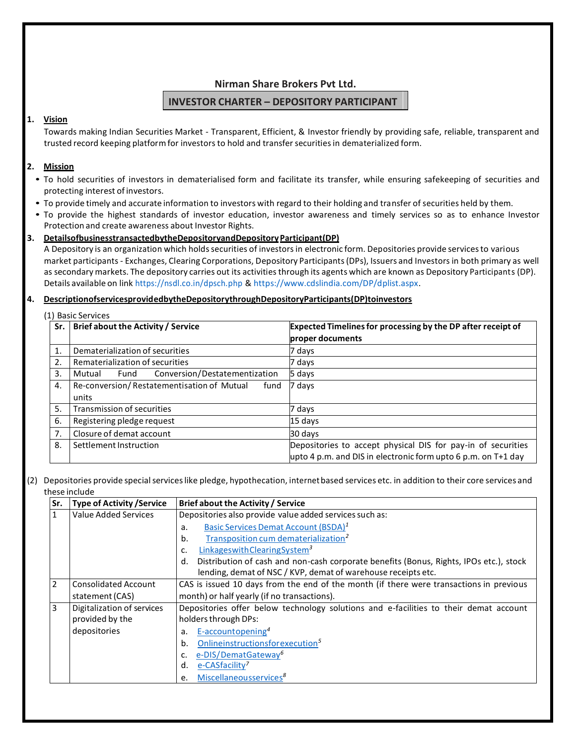# Nirman Share Brokers Pvt Ltd.

## INVESTOR CHARTER – DEPOSITORY PARTICIPANT

**1. Vision**

Towards making Indian Securities Market - Transparent, Efficient, & Investor friendly by providing safe, reliable, transparent and trusted record keeping platform for investors to hold and transfer securities in dematerialized form.

**2. Mission**

- To hold securities of investors in dematerialised form and facilitate its transfer, while ensuring safekeeping of securities and protecting interest of investors.
- To provide timely and accurate information to investors with regard to their holding and transfer of securities held by them.
- To provide the highest standards of investor education, investor awareness and timely services so as to enhance Investor Protection and create awareness about Investor Rights.

**3. DetailsofbusinesstransactedbytheDepositoryandDepository Participant(DP)**

A Depository is an organization which holds securities of investors in electronic form. Depositories provide services to various market participants - Exchanges, Clearing Corporations, Depository Participants (DPs), Issuers and Investors in both primary as well as secondary markets. The depository carries out its activities through its agents which are known as Depository Participants (DP). Details available on link https://nsdl.co.in/dpsch.php & https://www.cdslindia.com/DP/dplist.aspx.

**4. DescriptionofservicesprovidedbytheDepositorythroughDepositoryParticipants(DP)toinvestors**

(1) Basic Services

| Sr. | Brief about the Activity / Service | Expected Timelines for processing by the DP after receipt of proper documents |
|---|---|---|
| 1. | Dematerialization of securities | 7 days |
| 2. | Rematerialization of securities | 7 days |
| 3. | Mutual Fund Conversion/Destatementization | 5 days |
| 4. | Re-conversion/ Restatementisation of Mutual fund units | 7 days |
| 5. | Transmission of securities | 7 days |
| 6. | Registering pledge request | 15 days |
| 7. | Closure of demat account | 30 days |
| 8. | Settlement Instruction | Depositories to accept physical DIS for pay-in of securities upto 4 p.m. and DIS in electronic form upto 6 p.m. on T+1 day |

(2) Depositories provide special services like pledge, hypothecation, internet based services etc. in addition to their core services and these include

| Sr. | Type of Activity /Service | Brief about the Activity / Service |
|---|---|---|
| 1 | Value Added Services | Depositories also provide value added services such as:<br>a. Basic Services Demat Account (BSDA)[1]<br>b. Transposition cum dematerialization[2]<br>c. LinkageswithClearingSystem[3]<br>d. Distribution of cash and non-cash corporate benefits (Bonus, Rights, IPOs etc.), stock lending, demat of NSC / KVP, demat of warehouse receipts etc. |
| 2 | Consolidated Account statement (CAS) | CAS is issued 10 days from the end of the month (if there were transactions in previous month) or half yearly (if no transactions). |
| 3 | Digitalization of services provided by the depositories | Depositories offer below technology solutions and e-facilities to their demat account holders through DPs:<br>a. E-accountopening[4]<br>b. Onlineinstructionsforexecution[5]<br>c. e-DIS/DematGateway[6]<br>d. e-CASfacility[7]<br>e. Miscellaneousservices[8] |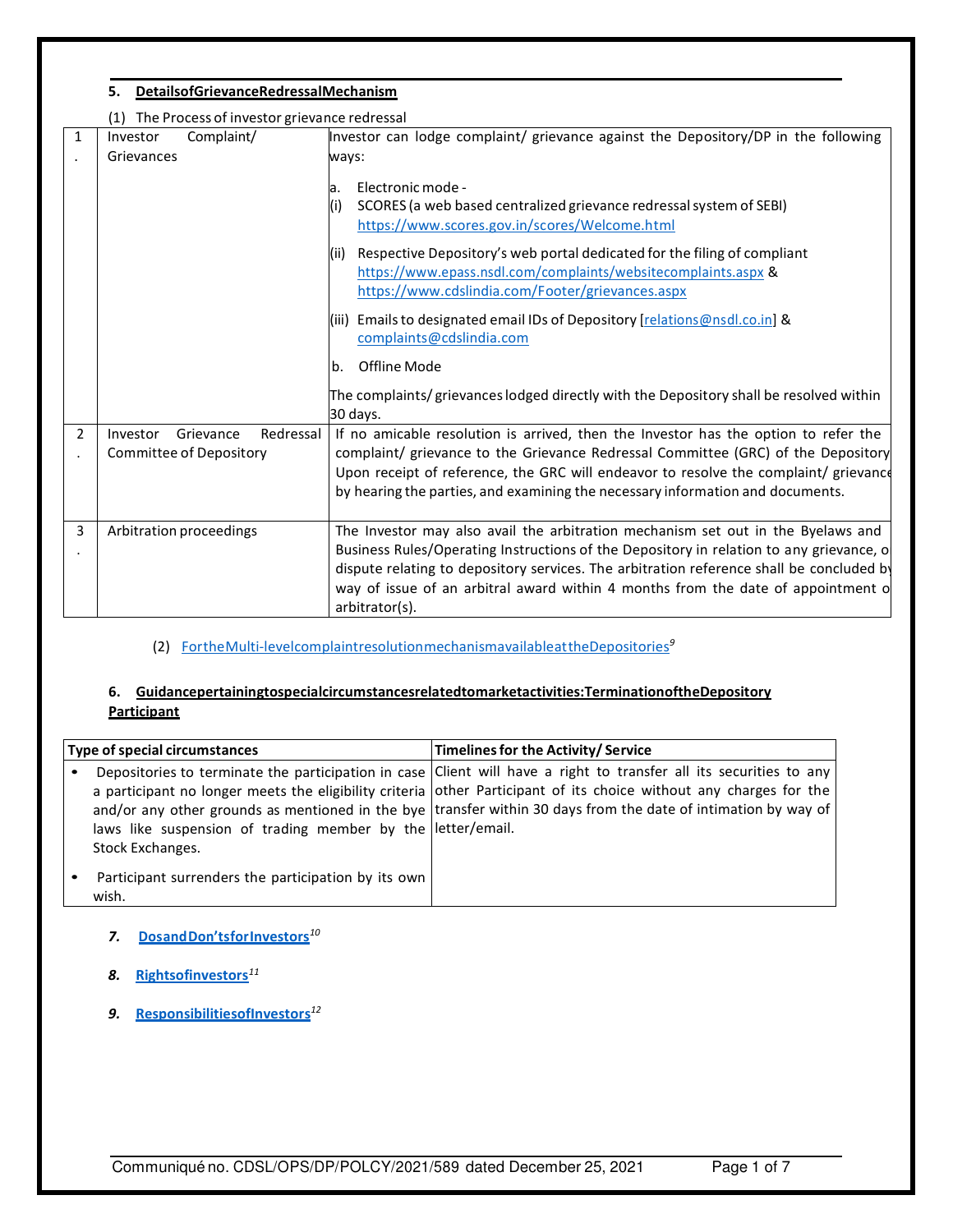## 5. Details of Grievance Redressal Mechanism

(1) The Process of investor grievance redressal

| | | |
|---|---|---|
| 1. | Investor Complaint/ Grievances | Investor can lodge complaint/ grievance against the Depository/DP in the following ways:<br><br>a. Electronic mode -<br>(i) SCORES (a web based centralized grievance redressal system of SEBI) https://www.scores.gov.in/scores/Welcome.html<br><br>(ii) Respective Depository's web portal dedicated for the filing of compliant https://www.epass.nsdl.com/complaints/websitecomplaints.aspx & https://www.cdslindia.com/Footer/grievances.aspx<br><br>(iii) Emails to designated email IDs of Depository [relations@nsdl.co.in] & complaints@cdslindia.com<br><br>b. Offline Mode<br><br>The complaints/ grievances lodged directly with the Depository shall be resolved within 30 days. |
| 2. | Investor Grievance Redressal Committee of Depository | If no amicable resolution is arrived, then the Investor has the option to refer the complaint/ grievance to the Grievance Redressal Committee (GRC) of the Depository Upon receipt of reference, the GRC will endeavor to resolve the complaint/ grievance by hearing the parties, and examining the necessary information and documents. |
| 3. | Arbitration proceedings | The Investor may also avail the arbitration mechanism set out in the Byelaws and Business Rules/Operating Instructions of the Depository in relation to any grievance, or dispute relating to depository services. The arbitration reference shall be concluded by way of issue of an arbitral award within 4 months from the date of appointment of arbitrator(s). |

(2) For the Multi-level complaint resolution mechanism available at the Depositories[9]

## 6. Guidance pertaining to special circumstances related to market activities: Termination of the Depository Participant

| Type of special circumstances | Timelines for the Activity/ Service |
|---|---|
| • Depositories to terminate the participation in case a participant no longer meets the eligibility criteria and/or any other grounds as mentioned in the bye laws like suspension of trading member by the Stock Exchanges.<br><br>• Participant surrenders the participation by its own wish. | Client will have a right to transfer all its securities to any other Participant of its choice without any charges for the transfer within 30 days from the date of intimation by way of letter/email. |

*7.* **Dos and Don'ts for Investors**[10]

*8.* **Rights of investors**[11]

*9.* **Responsibilities of Investors**[12]

Communiqué no. CDSL/OPS/DP/POLCY/2021/589 dated December 25, 2021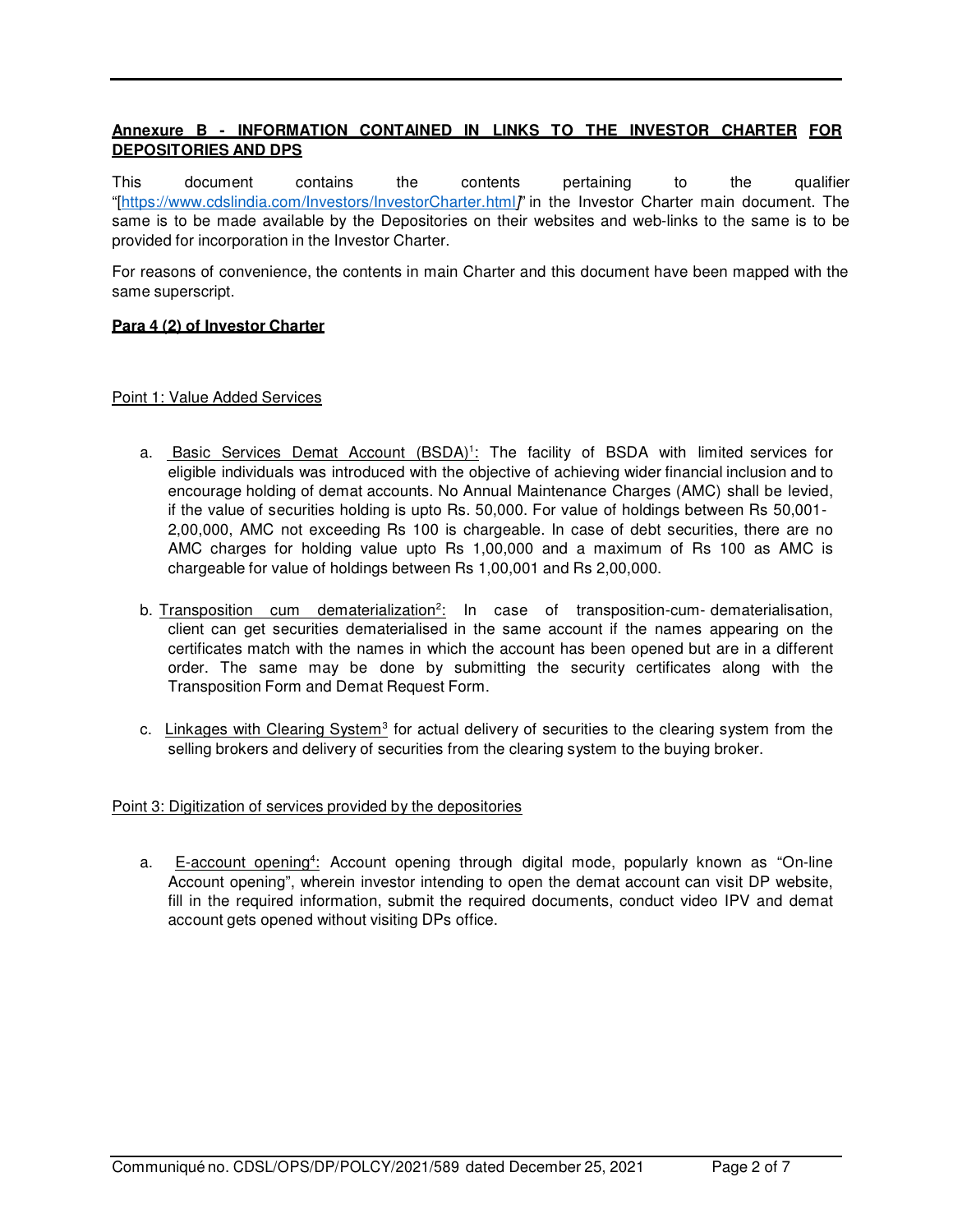## Annexure B - INFORMATION CONTAINED IN LINKS TO THE INVESTOR CHARTER FOR DEPOSITORIES AND DPS

This document contains the contents pertaining to the qualifier "[https://www.cdslindia.com/Investors/InvestorCharter.html]" in the Investor Charter main document. The same is to be made available by the Depositories on their websites and web-links to the same is to be provided for incorporation in the Investor Charter.

For reasons of convenience, the contents in main Charter and this document have been mapped with the same superscript.

**Para 4 (2) of Investor Charter**

Point 1: Value Added Services

a. Basic Services Demat Account (BSDA)[1]: The facility of BSDA with limited services for eligible individuals was introduced with the objective of achieving wider financial inclusion and to encourage holding of demat accounts. No Annual Maintenance Charges (AMC) shall be levied, if the value of securities holding is upto Rs. 50,000. For value of holdings between Rs 50,001-2,00,000, AMC not exceeding Rs 100 is chargeable. In case of debt securities, there are no AMC charges for holding value upto Rs 1,00,000 and a maximum of Rs 100 as AMC is chargeable for value of holdings between Rs 1,00,001 and Rs 2,00,000.

b. Transposition cum dematerialization[2]: In case of transposition-cum- dematerialisation, client can get securities dematerialised in the same account if the names appearing on the certificates match with the names in which the account has been opened but are in a different order. The same may be done by submitting the security certificates along with the Transposition Form and Demat Request Form.

c. Linkages with Clearing System[3] for actual delivery of securities to the clearing system from the selling brokers and delivery of securities from the clearing system to the buying broker.

Point 3: Digitization of services provided by the depositories

a. E-account opening[4]: Account opening through digital mode, popularly known as "On-line Account opening", wherein investor intending to open the demat account can visit DP website, fill in the required information, submit the required documents, conduct video IPV and demat account gets opened without visiting DPs office.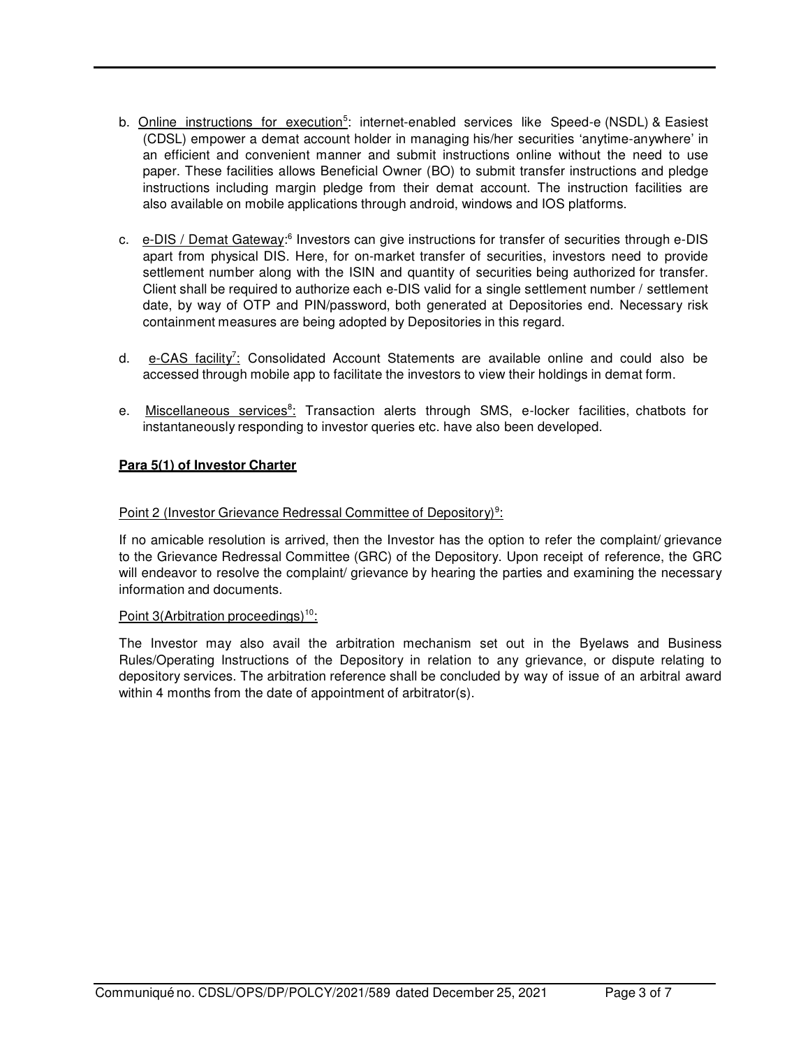b. Online instructions for execution[5]: internet-enabled services like Speed-e (NSDL) & Easiest (CDSL) empower a demat account holder in managing his/her securities 'anytime-anywhere' in an efficient and convenient manner and submit instructions online without the need to use paper. These facilities allows Beneficial Owner (BO) to submit transfer instructions and pledge instructions including margin pledge from their demat account. The instruction facilities are also available on mobile applications through android, windows and IOS platforms.

c. e-DIS / Demat Gateway:[6] Investors can give instructions for transfer of securities through e-DIS apart from physical DIS. Here, for on-market transfer of securities, investors need to provide settlement number along with the ISIN and quantity of securities being authorized for transfer. Client shall be required to authorize each e-DIS valid for a single settlement number / settlement date, by way of OTP and PIN/password, both generated at Depositories end. Necessary risk containment measures are being adopted by Depositories in this regard.

d. e-CAS facility[7]: Consolidated Account Statements are available online and could also be accessed through mobile app to facilitate the investors to view their holdings in demat form.

e. Miscellaneous services[8]: Transaction alerts through SMS, e-locker facilities, chatbots for instantaneously responding to investor queries etc. have also been developed.

**Para 5(1) of Investor Charter**

Point 2 (Investor Grievance Redressal Committee of Depository)[9]:

If no amicable resolution is arrived, then the Investor has the option to refer the complaint/ grievance to the Grievance Redressal Committee (GRC) of the Depository. Upon receipt of reference, the GRC will endeavor to resolve the complaint/ grievance by hearing the parties and examining the necessary information and documents.

Point 3(Arbitration proceedings)[10]:

The Investor may also avail the arbitration mechanism set out in the Byelaws and Business Rules/Operating Instructions of the Depository in relation to any grievance, or dispute relating to depository services. The arbitration reference shall be concluded by way of issue of an arbitral award within 4 months from the date of appointment of arbitrator(s).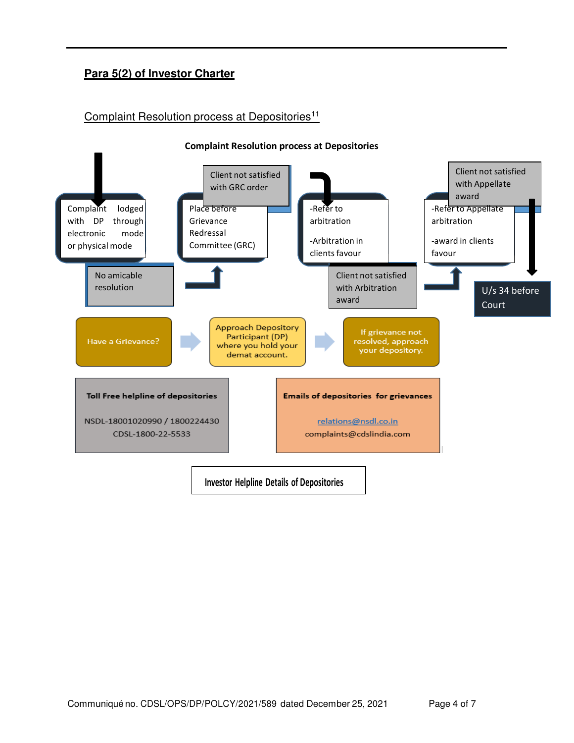## Para 5(2) of Investor Charter

Complaint Resolution process at Depositories[11]

**Complaint Resolution process at Depositories**

Complaint lodged with DP through electronic mode or physical mode

No amicable resolution

Place before Grievance Redressal Committee (GRC)

Client not satisfied with GRC order

-Refer to arbitration

-Arbitration in clients favour

Client not satisfied with Arbitration award

-Refer to Appellate arbitration

-award in clients favour

Client not satisfied with Appellate award

U/s 34 before Court

Have a Grievance?

Approach Depository Participant (DP) where you hold your demat account.

If grievance not resolved, approach your depository.

**Toll Free helpline of depositories**

NSDL-18001020990 / 1800224430

CDSL-1800-22-5533

**Emails of depositories for grievances**

relations@nsdl.co.in

complaints@cdslindia.com

Investor Helpline Details of Depositories

Communiqué no. CDSL/OPS/DP/POLCY/2021/589 dated December 25, 2021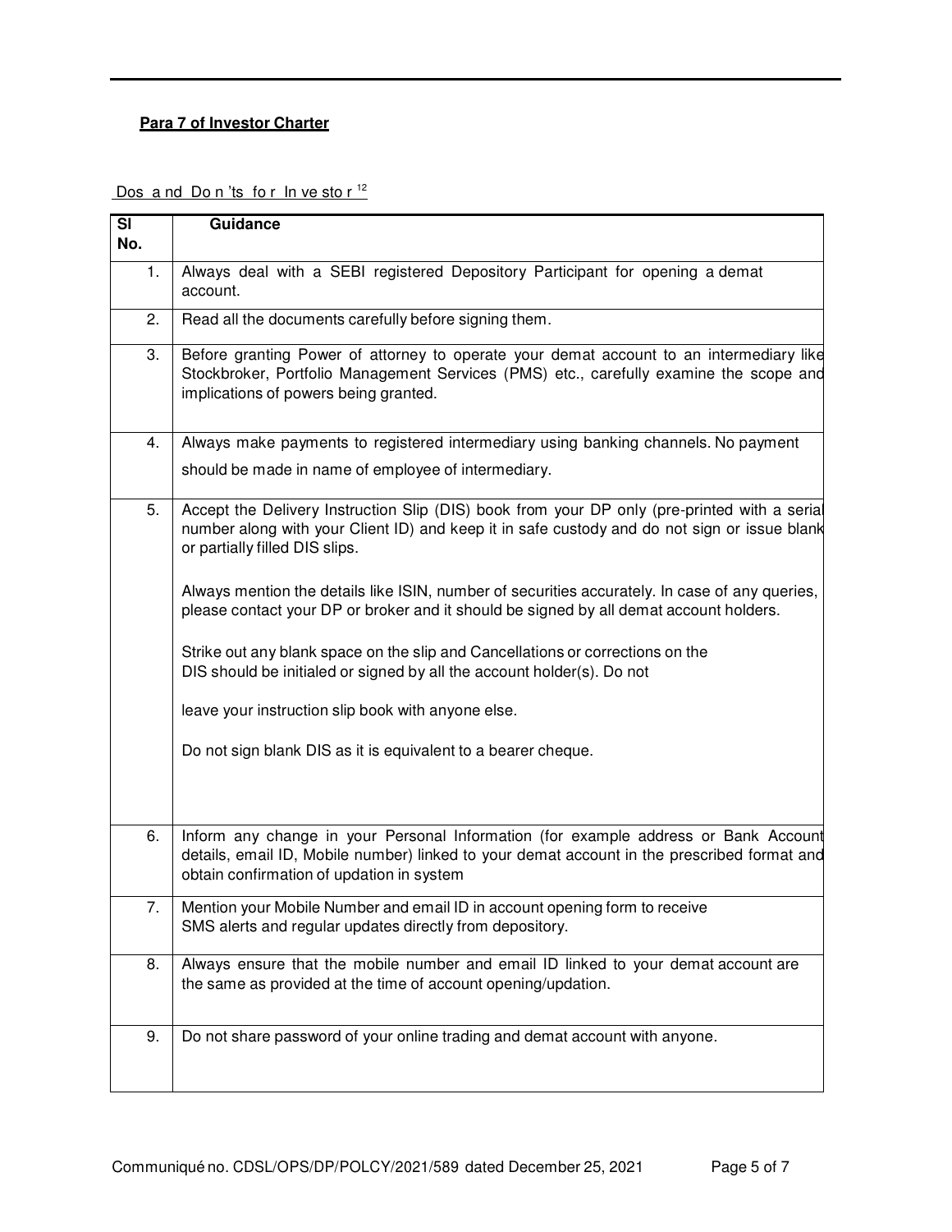**Para 7 of Investor Charter**

Dos and Don'ts for Investor [12]

| Sl No. | Guidance |
| --- | --- |
| 1. | Always deal with a SEBI registered Depository Participant for opening a demat account. |
| 2. | Read all the documents carefully before signing them. |
| 3. | Before granting Power of attorney to operate your demat account to an intermediary like Stockbroker, Portfolio Management Services (PMS) etc., carefully examine the scope and implications of powers being granted. |
| 4. | Always make payments to registered intermediary using banking channels. No payment should be made in name of employee of intermediary. |
| 5. | Accept the Delivery Instruction Slip (DIS) book from your DP only (pre-printed with a serial number along with your Client ID) and keep it in safe custody and do not sign or issue blank or partially filled DIS slips. <br><br> Always mention the details like ISIN, number of securities accurately. In case of any queries, please contact your DP or broker and it should be signed by all demat account holders. <br><br> Strike out any blank space on the slip and Cancellations or corrections on the DIS should be initialed or signed by all the account holder(s). Do not <br><br> leave your instruction slip book with anyone else. <br><br> Do not sign blank DIS as it is equivalent to a bearer cheque. |
| 6. | Inform any change in your Personal Information (for example address or Bank Account details, email ID, Mobile number) linked to your demat account in the prescribed format and obtain confirmation of updation in system |
| 7. | Mention your Mobile Number and email ID in account opening form to receive SMS alerts and regular updates directly from depository. |
| 8. | Always ensure that the mobile number and email ID linked to your demat account are the same as provided at the time of account opening/updation. |
| 9. | Do not share password of your online trading and demat account with anyone. |

Communiqué no. CDSL/OPS/DP/POLCY/2021/589 dated December 25, 2021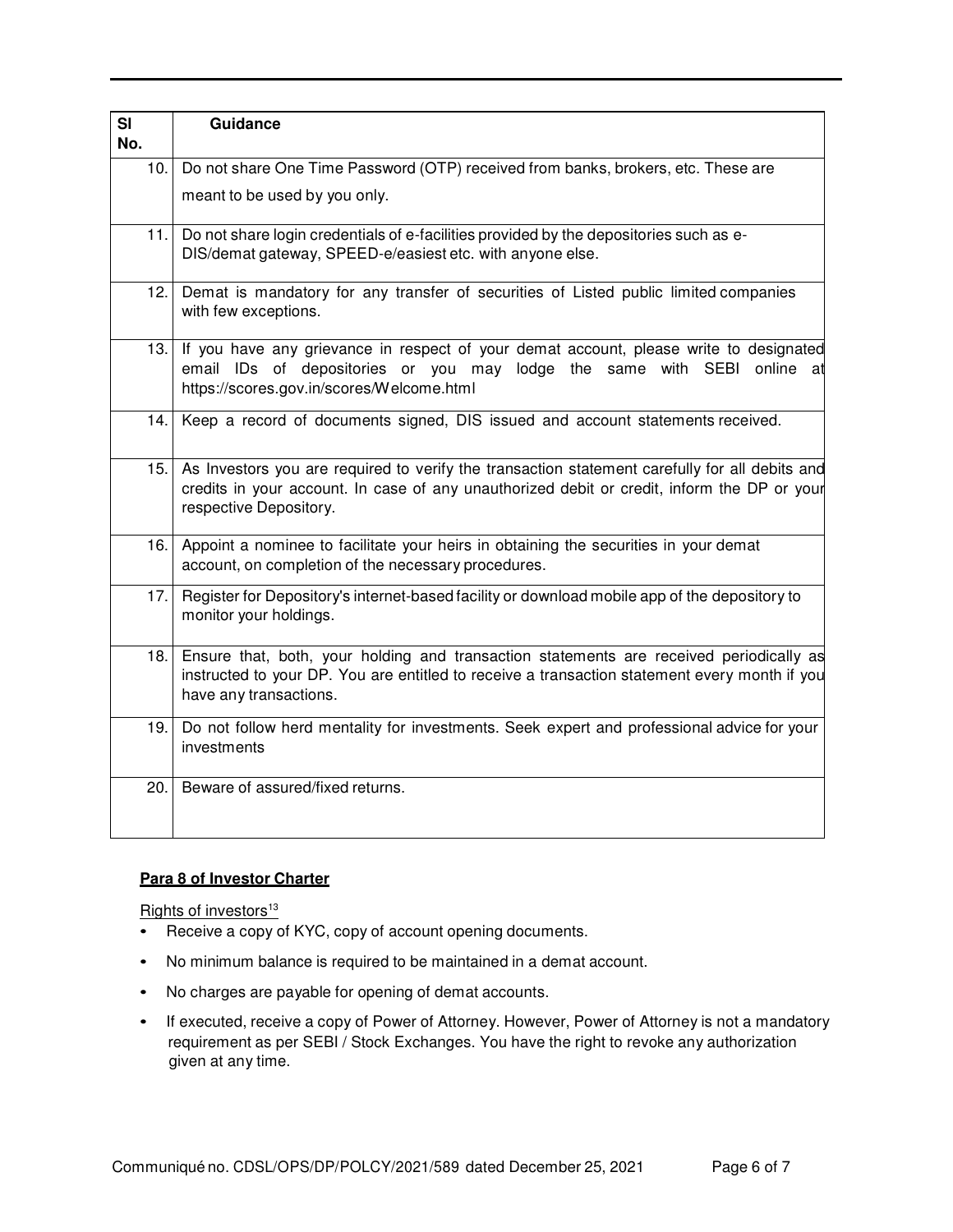| Sl No. | Guidance |
|---|---|
| 10. | Do not share One Time Password (OTP) received from banks, brokers, etc. These are meant to be used by you only. |
| 11. | Do not share login credentials of e-facilities provided by the depositories such as e-DIS/demat gateway, SPEED-e/easiest etc. with anyone else. |
| 12. | Demat is mandatory for any transfer of securities of Listed public limited companies with few exceptions. |
| 13. | If you have any grievance in respect of your demat account, please write to designated email IDs of depositories or you may lodge the same with SEBI online at https://scores.gov.in/scores/Welcome.html |
| 14. | Keep a record of documents signed, DIS issued and account statements received. |
| 15. | As Investors you are required to verify the transaction statement carefully for all debits and credits in your account. In case of any unauthorized debit or credit, inform the DP or your respective Depository. |
| 16. | Appoint a nominee to facilitate your heirs in obtaining the securities in your demat account, on completion of the necessary procedures. |
| 17. | Register for Depository's internet-based facility or download mobile app of the depository to monitor your holdings. |
| 18. | Ensure that, both, your holding and transaction statements are received periodically as instructed to your DP. You are entitled to receive a transaction statement every month if you have any transactions. |
| 19. | Do not follow herd mentality for investments. Seek expert and professional advice for your investments |
| 20. | Beware of assured/fixed returns. |

**Para 8 of Investor Charter**

Rights of investors[13]

- Receive a copy of KYC, copy of account opening documents.
- No minimum balance is required to be maintained in a demat account.
- No charges are payable for opening of demat accounts.
- If executed, receive a copy of Power of Attorney. However, Power of Attorney is not a mandatory requirement as per SEBI / Stock Exchanges. You have the right to revoke any authorization given at any time.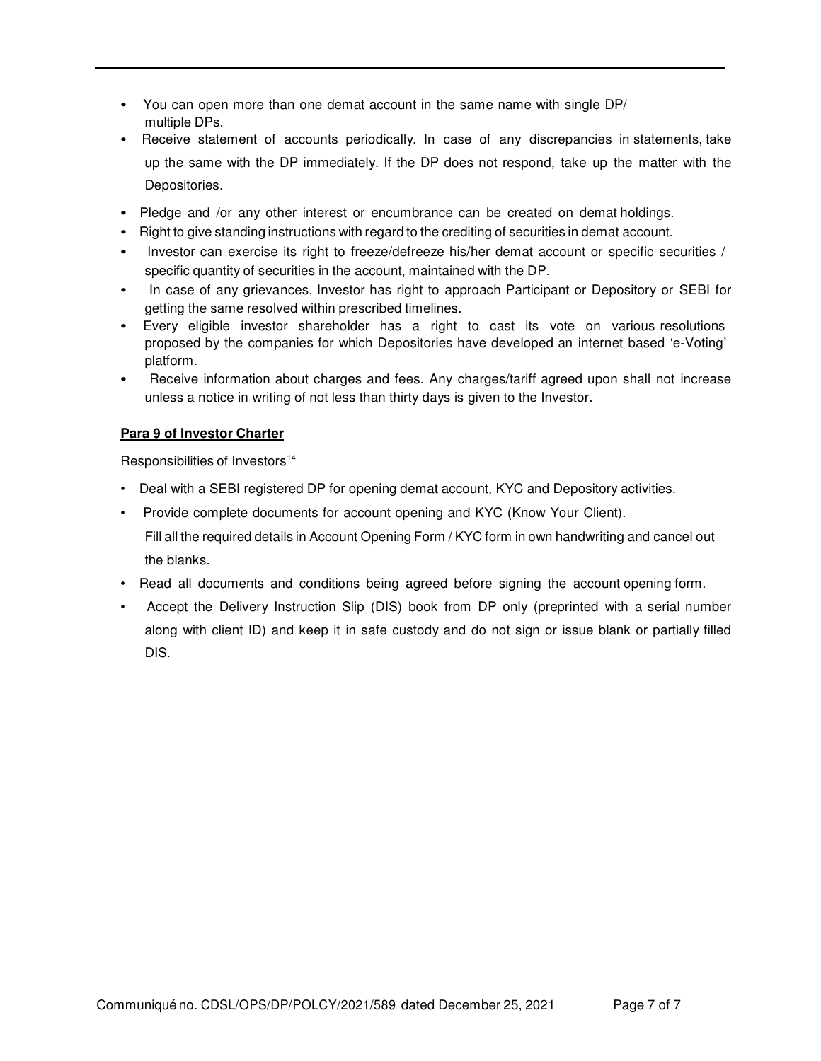- You can open more than one demat account in the same name with single DP/ multiple DPs.
- Receive statement of accounts periodically. In case of any discrepancies in statements, take up the same with the DP immediately. If the DP does not respond, take up the matter with the Depositories.
- Pledge and /or any other interest or encumbrance can be created on demat holdings.
- Right to give standing instructions with regard to the crediting of securities in demat account.
- Investor can exercise its right to freeze/defreeze his/her demat account or specific securities / specific quantity of securities in the account, maintained with the DP.
- In case of any grievances, Investor has right to approach Participant or Depository or SEBI for getting the same resolved within prescribed timelines.
- Every eligible investor shareholder has a right to cast its vote on various resolutions proposed by the companies for which Depositories have developed an internet based 'e-Voting' platform.
- Receive information about charges and fees. Any charges/tariff agreed upon shall not increase unless a notice in writing of not less than thirty days is given to the Investor.

**Para 9 of Investor Charter**

Responsibilities of Investors[14]

- Deal with a SEBI registered DP for opening demat account, KYC and Depository activities.
- Provide complete documents for account opening and KYC (Know Your Client).
  Fill all the required details in Account Opening Form / KYC form in own handwriting and cancel out the blanks.
- Read all documents and conditions being agreed before signing the account opening form.
- Accept the Delivery Instruction Slip (DIS) book from DP only (preprinted with a serial number along with client ID) and keep it in safe custody and do not sign or issue blank or partially filled DIS.

Communiqué no. CDSL/OPS/DP/POLCY/2021/589 dated December 25, 2021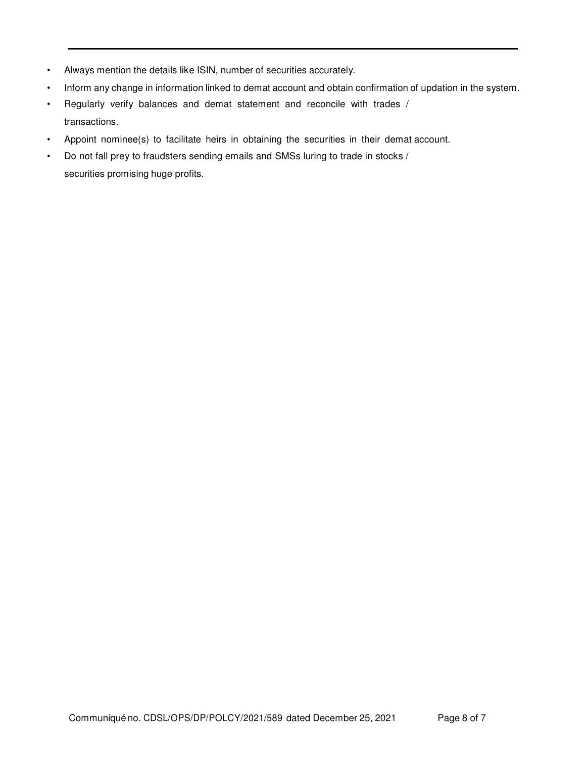- Always mention the details like ISIN, number of securities accurately.
- Inform any change in information linked to demat account and obtain confirmation of updation in the system.
- Regularly verify balances and demat statement and reconcile with trades / transactions.
- Appoint nominee(s) to facilitate heirs in obtaining the securities in their demat account.
- Do not fall prey to fraudsters sending emails and SMSs luring to trade in stocks / securities promising huge profits.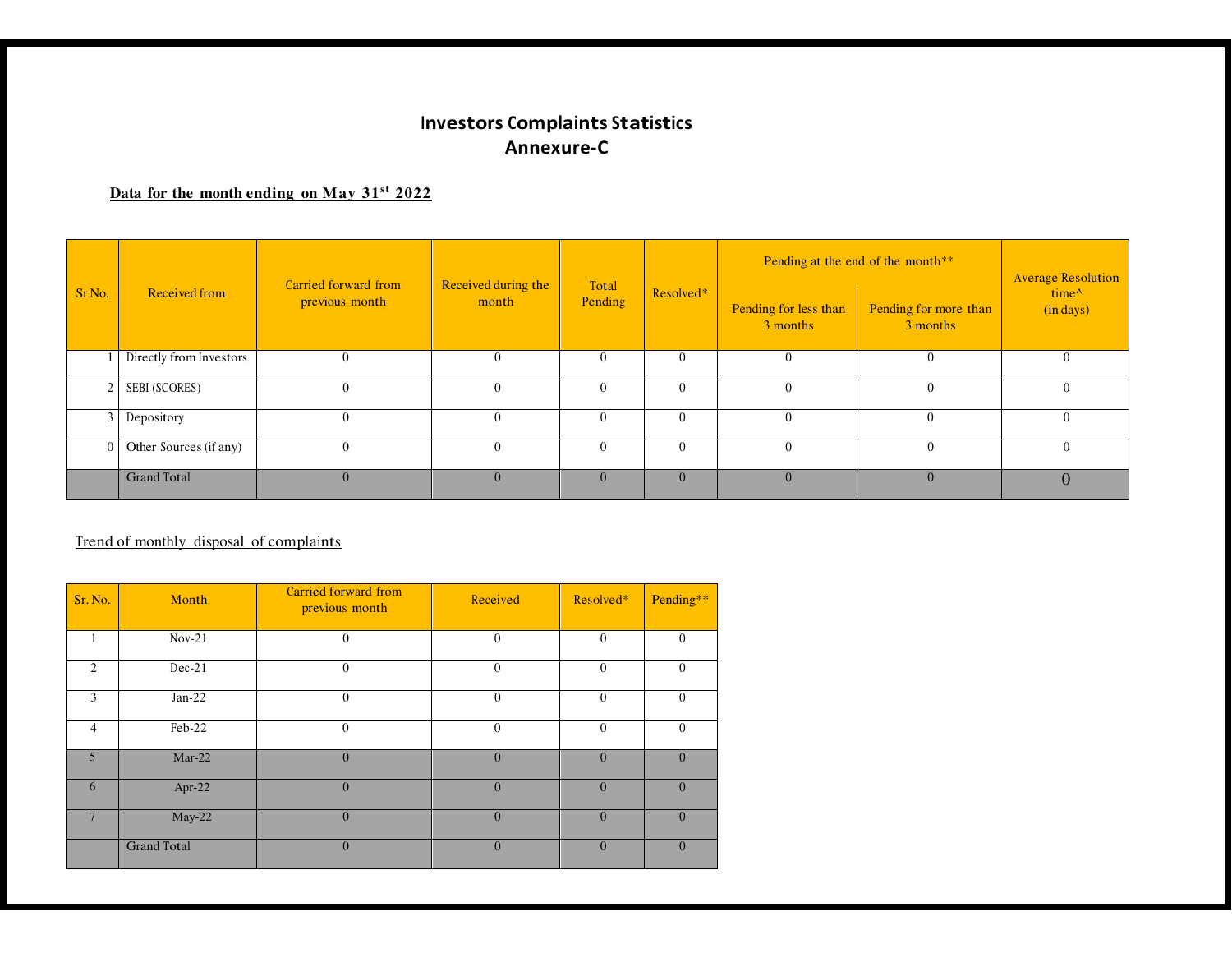# Investors Complaints Statistics
## Annexure-C

**Data for the month ending on May 31st 2022**

| Sr No. | Received from | Carried forward from previous month | Received during the month | Total Pending | Resolved* | Pending at the end of the month** | | Average Resolution time^ (in days) |
|---|---|---|---|---|---|---|---|---|
| | | | | | | Pending for less than 3 months | Pending for more than 3 months | |
| 1 | Directly from Investors | 0 | 0 | 0 | 0 | 0 | 0 | 0 |
| 2 | SEBI (SCORES) | 0 | 0 | 0 | 0 | 0 | 0 | 0 |
| 3 | Depository | 0 | 0 | 0 | 0 | 0 | 0 | 0 |
| 0 | Other Sources (if any) | 0 | 0 | 0 | 0 | 0 | 0 | 0 |
| | Grand Total | 0 | 0 | 0 | 0 | 0 | 0 | 0 |

Trend of monthly disposal of complaints

| Sr. No. | Month | Carried forward from previous month | Received | Resolved* | Pending** |
|---|---|---|---|---|---|
| 1 | Nov-21 | 0 | 0 | 0 | 0 |
| 2 | Dec-21 | 0 | 0 | 0 | 0 |
| 3 | Jan-22 | 0 | 0 | 0 | 0 |
| 4 | Feb-22 | 0 | 0 | 0 | 0 |
| 5 | Mar-22 | 0 | 0 | 0 | 0 |
| 6 | Apr-22 | 0 | 0 | 0 | 0 |
| 7 | May-22 | 0 | 0 | 0 | 0 |
| | Grand Total | 0 | 0 | 0 | 0 |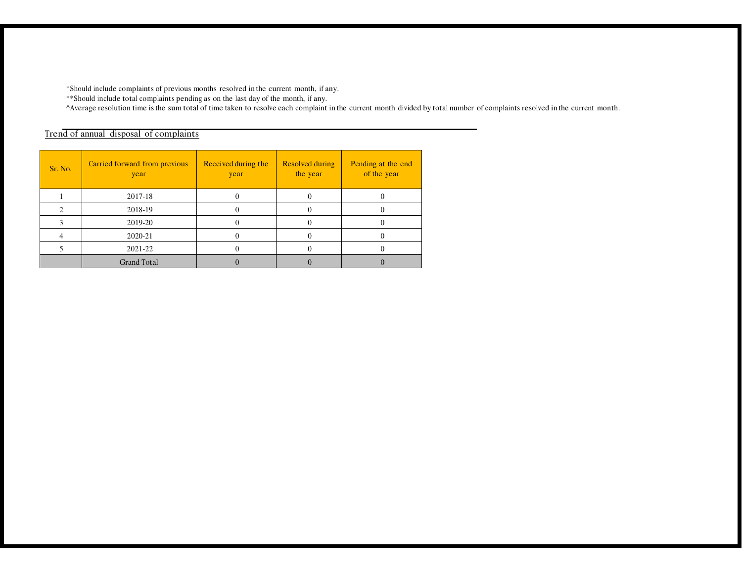*Should include complaints of previous months resolved in the current month, if any.

**Should include total complaints pending as on the last day of the month, if any.

^Average resolution time is the sum total of time taken to resolve each complaint in the current month divided by total number of complaints resolved in the current month.

## Trend of annual disposal of complaints

| Sr. No. | Carried forward from previous year | Received during the year | Resolved during the year | Pending at the end of the year |
|---|---|---|---|---|
| 1 | 2017-18 | 0 | 0 | 0 |
| 2 | 2018-19 | 0 | 0 | 0 |
| 3 | 2019-20 | 0 | 0 | 0 |
| 4 | 2020-21 | 0 | 0 | 0 |
| 5 | 2021-22 | 0 | 0 | 0 |
| | Grand Total | 0 | 0 | 0 |